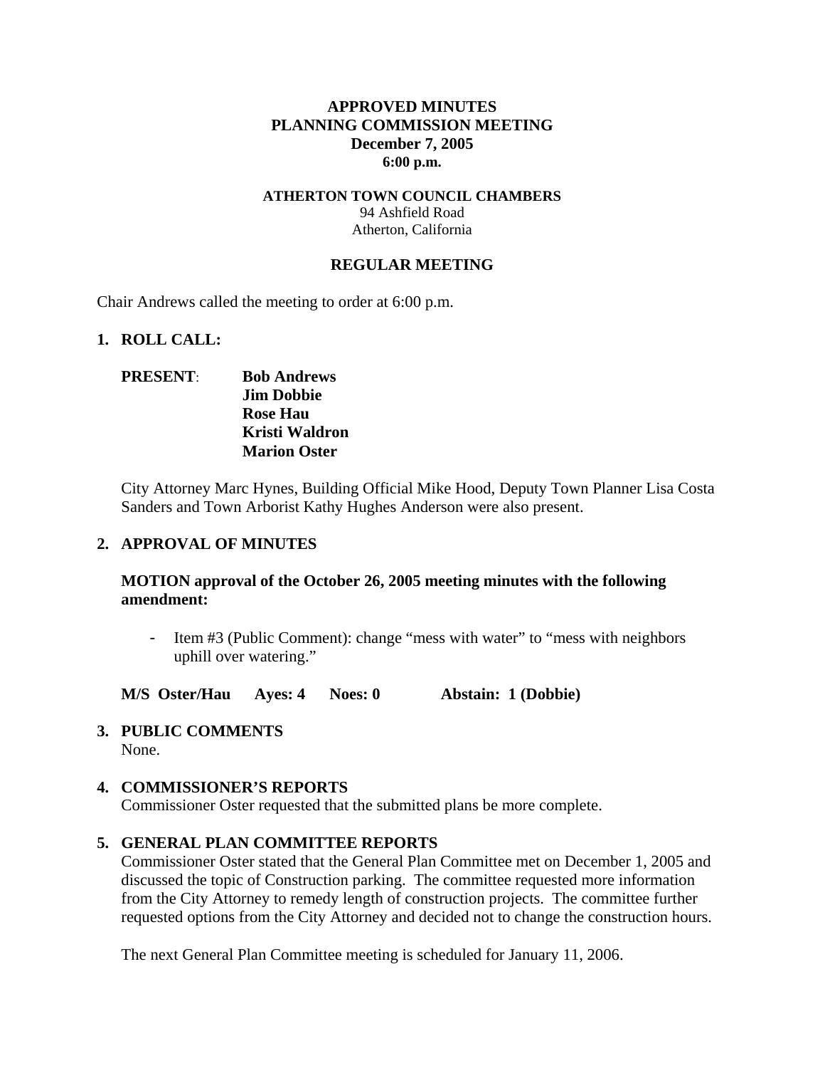# APPROVED MINUTES
# PLANNING COMMISSION MEETING
**December 7, 2005**
**6:00 p.m.**

**ATHERTON TOWN COUNCIL CHAMBERS**
94 Ashfield Road
Atherton, California

## REGULAR MEETING

Chair Andrews called the meeting to order at 6:00 p.m.

## 1. ROLL CALL:

**PRESENT**: **Bob Andrews**
**Jim Dobbie**
**Rose Hau**
**Kristi Waldron**
**Marion Oster**

City Attorney Marc Hynes, Building Official Mike Hood, Deputy Town Planner Lisa Costa Sanders and Town Arborist Kathy Hughes Anderson were also present.

## 2. APPROVAL OF MINUTES

**MOTION approval of the October 26, 2005 meeting minutes with the following amendment:**

- Item #3 (Public Comment): change "mess with water" to "mess with neighbors uphill over watering."

**M/S Oster/Hau Ayes: 4 Noes: 0 Abstain: 1 (Dobbie)**

## 3. PUBLIC COMMENTS

None.

## 4. COMMISSIONER'S REPORTS

Commissioner Oster requested that the submitted plans be more complete.

## 5. GENERAL PLAN COMMITTEE REPORTS

Commissioner Oster stated that the General Plan Committee met on December 1, 2005 and discussed the topic of Construction parking. The committee requested more information from the City Attorney to remedy length of construction projects. The committee further requested options from the City Attorney and decided not to change the construction hours.

The next General Plan Committee meeting is scheduled for January 11, 2006.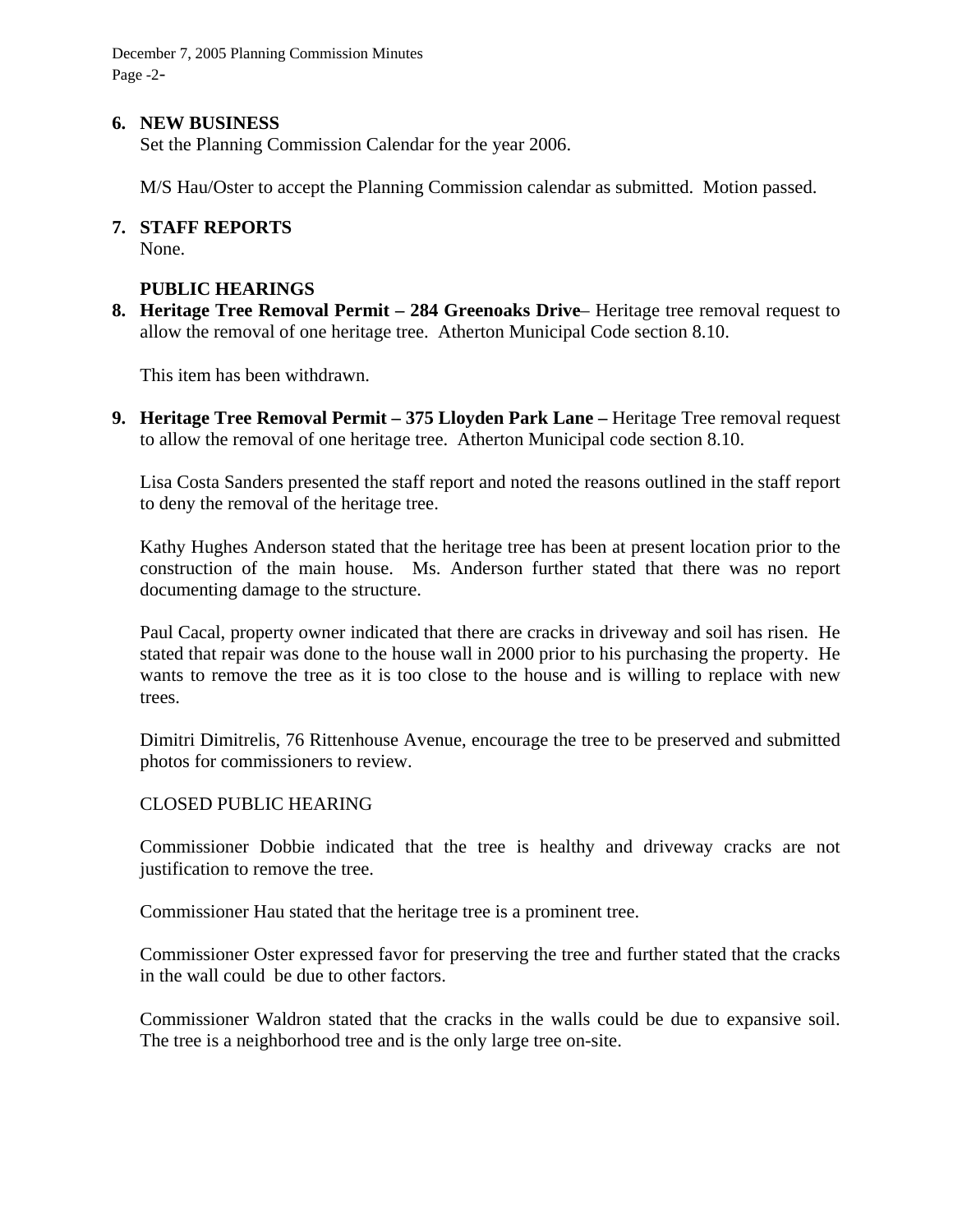**6. NEW BUSINESS**

Set the Planning Commission Calendar for the year 2006.

M/S Hau/Oster to accept the Planning Commission calendar as submitted. Motion passed.

**7. STAFF REPORTS**

None.

**PUBLIC HEARINGS**

**8. Heritage Tree Removal Permit – 284 Greenoaks Drive**– Heritage tree removal request to allow the removal of one heritage tree. Atherton Municipal Code section 8.10.

This item has been withdrawn.

**9. Heritage Tree Removal Permit – 375 Lloyden Park Lane –** Heritage Tree removal request to allow the removal of one heritage tree. Atherton Municipal code section 8.10.

Lisa Costa Sanders presented the staff report and noted the reasons outlined in the staff report to deny the removal of the heritage tree.

Kathy Hughes Anderson stated that the heritage tree has been at present location prior to the construction of the main house. Ms. Anderson further stated that there was no report documenting damage to the structure.

Paul Cacal, property owner indicated that there are cracks in driveway and soil has risen. He stated that repair was done to the house wall in 2000 prior to his purchasing the property. He wants to remove the tree as it is too close to the house and is willing to replace with new trees.

Dimitri Dimitrelis, 76 Rittenhouse Avenue, encourage the tree to be preserved and submitted photos for commissioners to review.

CLOSED PUBLIC HEARING

Commissioner Dobbie indicated that the tree is healthy and driveway cracks are not justification to remove the tree.

Commissioner Hau stated that the heritage tree is a prominent tree.

Commissioner Oster expressed favor for preserving the tree and further stated that the cracks in the wall could be due to other factors.

Commissioner Waldron stated that the cracks in the walls could be due to expansive soil. The tree is a neighborhood tree and is the only large tree on-site.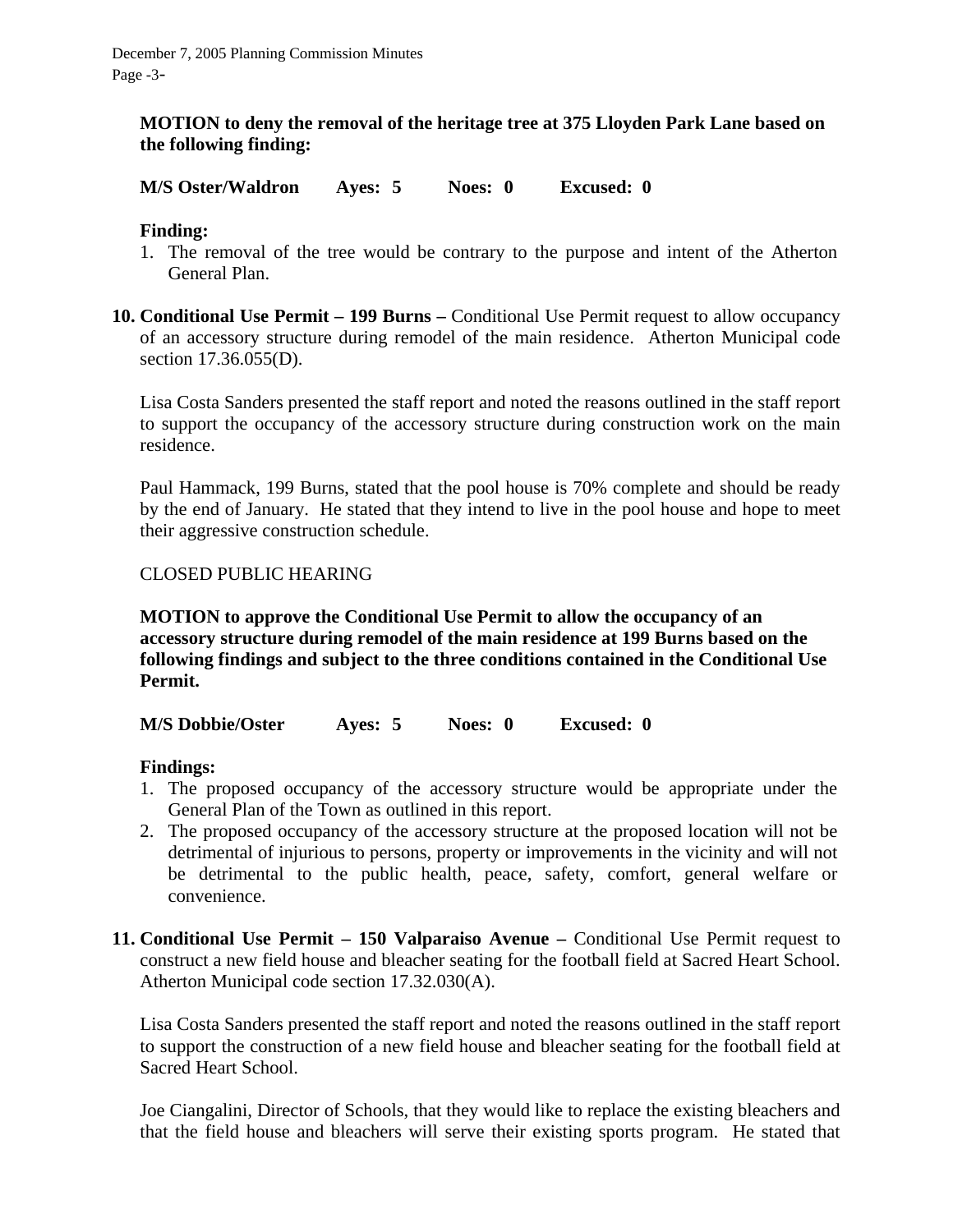**MOTION to deny the removal of the heritage tree at 375 Lloyden Park Lane based on the following finding:**

**M/S Oster/Waldron  Ayes: 5  Noes: 0  Excused: 0**

**Finding:**

1. The removal of the tree would be contrary to the purpose and intent of the Atherton General Plan.

**10. Conditional Use Permit – 199 Burns –** Conditional Use Permit request to allow occupancy of an accessory structure during remodel of the main residence. Atherton Municipal code section 17.36.055(D).

Lisa Costa Sanders presented the staff report and noted the reasons outlined in the staff report to support the occupancy of the accessory structure during construction work on the main residence.

Paul Hammack, 199 Burns, stated that the pool house is 70% complete and should be ready by the end of January. He stated that they intend to live in the pool house and hope to meet their aggressive construction schedule.

CLOSED PUBLIC HEARING

**MOTION to approve the Conditional Use Permit to allow the occupancy of an accessory structure during remodel of the main residence at 199 Burns based on the following findings and subject to the three conditions contained in the Conditional Use Permit.**

**M/S Dobbie/Oster  Ayes: 5  Noes: 0  Excused: 0**

**Findings:**

1. The proposed occupancy of the accessory structure would be appropriate under the General Plan of the Town as outlined in this report.
2. The proposed occupancy of the accessory structure at the proposed location will not be detrimental of injurious to persons, property or improvements in the vicinity and will not be detrimental to the public health, peace, safety, comfort, general welfare or convenience.

**11. Conditional Use Permit – 150 Valparaiso Avenue –** Conditional Use Permit request to construct a new field house and bleacher seating for the football field at Sacred Heart School. Atherton Municipal code section 17.32.030(A).

Lisa Costa Sanders presented the staff report and noted the reasons outlined in the staff report to support the construction of a new field house and bleacher seating for the football field at Sacred Heart School.

Joe Ciangalini, Director of Schools, that they would like to replace the existing bleachers and that the field house and bleachers will serve their existing sports program. He stated that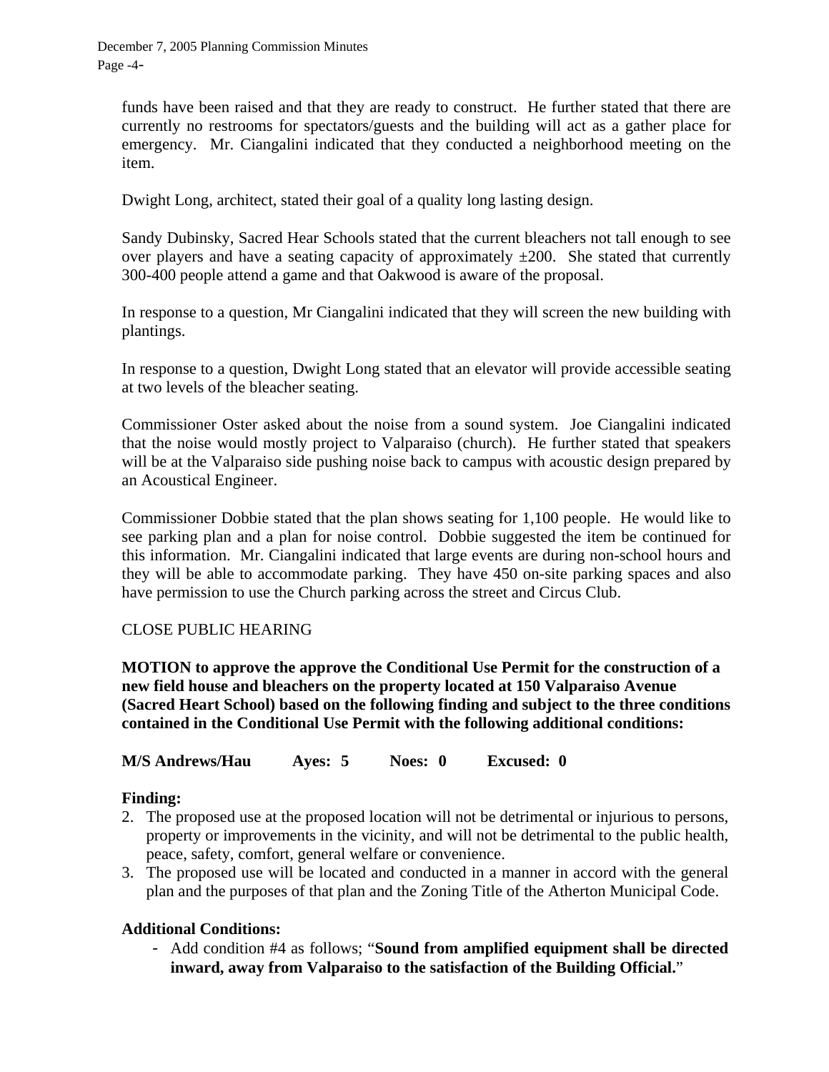funds have been raised and that they are ready to construct. He further stated that there are currently no restrooms for spectators/guests and the building will act as a gather place for emergency. Mr. Ciangalini indicated that they conducted a neighborhood meeting on the item.

Dwight Long, architect, stated their goal of a quality long lasting design.

Sandy Dubinsky, Sacred Hear Schools stated that the current bleachers not tall enough to see over players and have a seating capacity of approximately ±200. She stated that currently 300-400 people attend a game and that Oakwood is aware of the proposal.

In response to a question, Mr Ciangalini indicated that they will screen the new building with plantings.

In response to a question, Dwight Long stated that an elevator will provide accessible seating at two levels of the bleacher seating.

Commissioner Oster asked about the noise from a sound system. Joe Ciangalini indicated that the noise would mostly project to Valparaiso (church). He further stated that speakers will be at the Valparaiso side pushing noise back to campus with acoustic design prepared by an Acoustical Engineer.

Commissioner Dobbie stated that the plan shows seating for 1,100 people. He would like to see parking plan and a plan for noise control. Dobbie suggested the item be continued for this information. Mr. Ciangalini indicated that large events are during non-school hours and they will be able to accommodate parking. They have 450 on-site parking spaces and also have permission to use the Church parking across the street and Circus Club.

CLOSE PUBLIC HEARING

**MOTION to approve the approve the Conditional Use Permit for the construction of a new field house and bleachers on the property located at 150 Valparaiso Avenue (Sacred Heart School) based on the following finding and subject to the three conditions contained in the Conditional Use Permit with the following additional conditions:**

**M/S Andrews/Hau Ayes: 5 Noes: 0 Excused: 0**

**Finding:**

2. The proposed use at the proposed location will not be detrimental or injurious to persons, property or improvements in the vicinity, and will not be detrimental to the public health, peace, safety, comfort, general welfare or convenience.
3. The proposed use will be located and conducted in a manner in accord with the general plan and the purposes of that plan and the Zoning Title of the Atherton Municipal Code.

**Additional Conditions:**

- Add condition #4 as follows; "**Sound from amplified equipment shall be directed inward, away from Valparaiso to the satisfaction of the Building Official.**"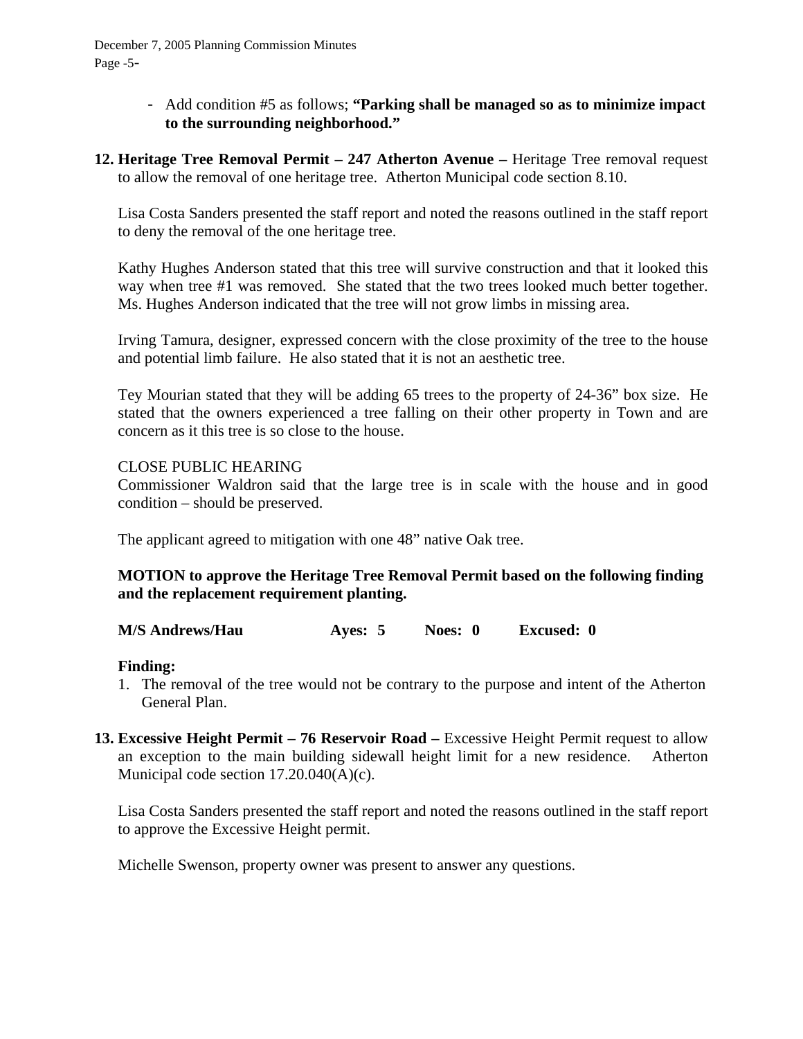- Add condition #5 as follows; **"Parking shall be managed so as to minimize impact to the surrounding neighborhood."**

**12. Heritage Tree Removal Permit – 247 Atherton Avenue –** Heritage Tree removal request to allow the removal of one heritage tree. Atherton Municipal code section 8.10.

Lisa Costa Sanders presented the staff report and noted the reasons outlined in the staff report to deny the removal of the one heritage tree.

Kathy Hughes Anderson stated that this tree will survive construction and that it looked this way when tree #1 was removed. She stated that the two trees looked much better together. Ms. Hughes Anderson indicated that the tree will not grow limbs in missing area.

Irving Tamura, designer, expressed concern with the close proximity of the tree to the house and potential limb failure. He also stated that it is not an aesthetic tree.

Tey Mourian stated that they will be adding 65 trees to the property of 24-36" box size. He stated that the owners experienced a tree falling on their other property in Town and are concern as it this tree is so close to the house.

CLOSE PUBLIC HEARING
Commissioner Waldron said that the large tree is in scale with the house and in good condition – should be preserved.

The applicant agreed to mitigation with one 48" native Oak tree.

**MOTION to approve the Heritage Tree Removal Permit based on the following finding and the replacement requirement planting.**

**M/S Andrews/Hau Ayes: 5 Noes: 0 Excused: 0**

**Finding:**

1. The removal of the tree would not be contrary to the purpose and intent of the Atherton General Plan.

**13. Excessive Height Permit – 76 Reservoir Road –** Excessive Height Permit request to allow an exception to the main building sidewall height limit for a new residence. Atherton Municipal code section 17.20.040(A)(c).

Lisa Costa Sanders presented the staff report and noted the reasons outlined in the staff report to approve the Excessive Height permit.

Michelle Swenson, property owner was present to answer any questions.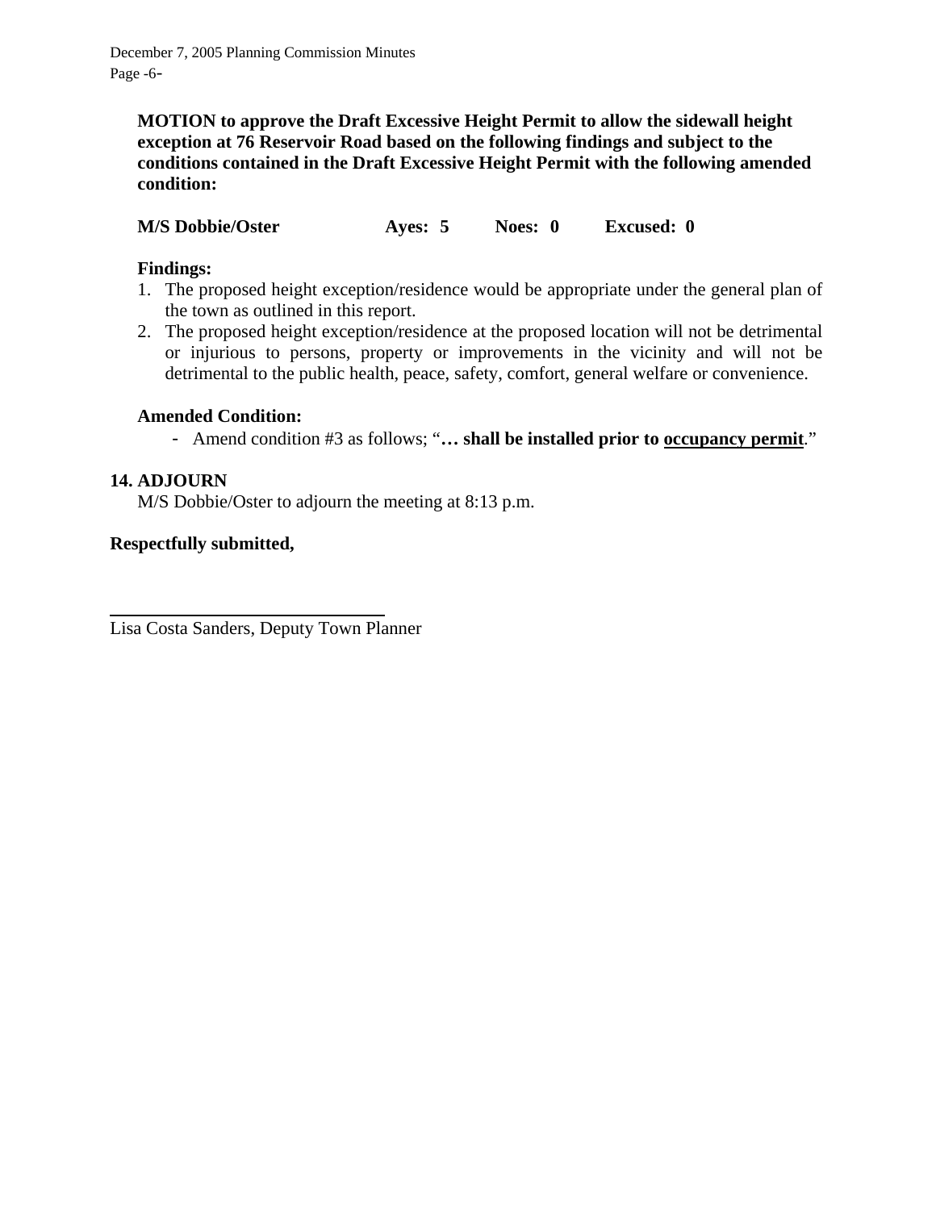**MOTION to approve the Draft Excessive Height Permit to allow the sidewall height exception at 76 Reservoir Road based on the following findings and subject to the conditions contained in the Draft Excessive Height Permit with the following amended condition:**

**M/S Dobbie/Oster Ayes: 5 Noes: 0 Excused: 0**

**Findings:**

1. The proposed height exception/residence would be appropriate under the general plan of the town as outlined in this report.
2. The proposed height exception/residence at the proposed location will not be detrimental or injurious to persons, property or improvements in the vicinity and will not be detrimental to the public health, peace, safety, comfort, general welfare or convenience.

**Amended Condition:**

- Amend condition #3 as follows; "**… shall be installed prior to <u>occupancy permit</u>**."

**14. ADJOURN**

M/S Dobbie/Oster to adjourn the meeting at 8:13 p.m.

**Respectfully submitted,**

\_\_\_\_\_\_\_\_\_\_\_\_\_\_\_\_\_\_\_\_\_\_\_\_\_\_\_\_\_\_\_\_

Lisa Costa Sanders, Deputy Town Planner